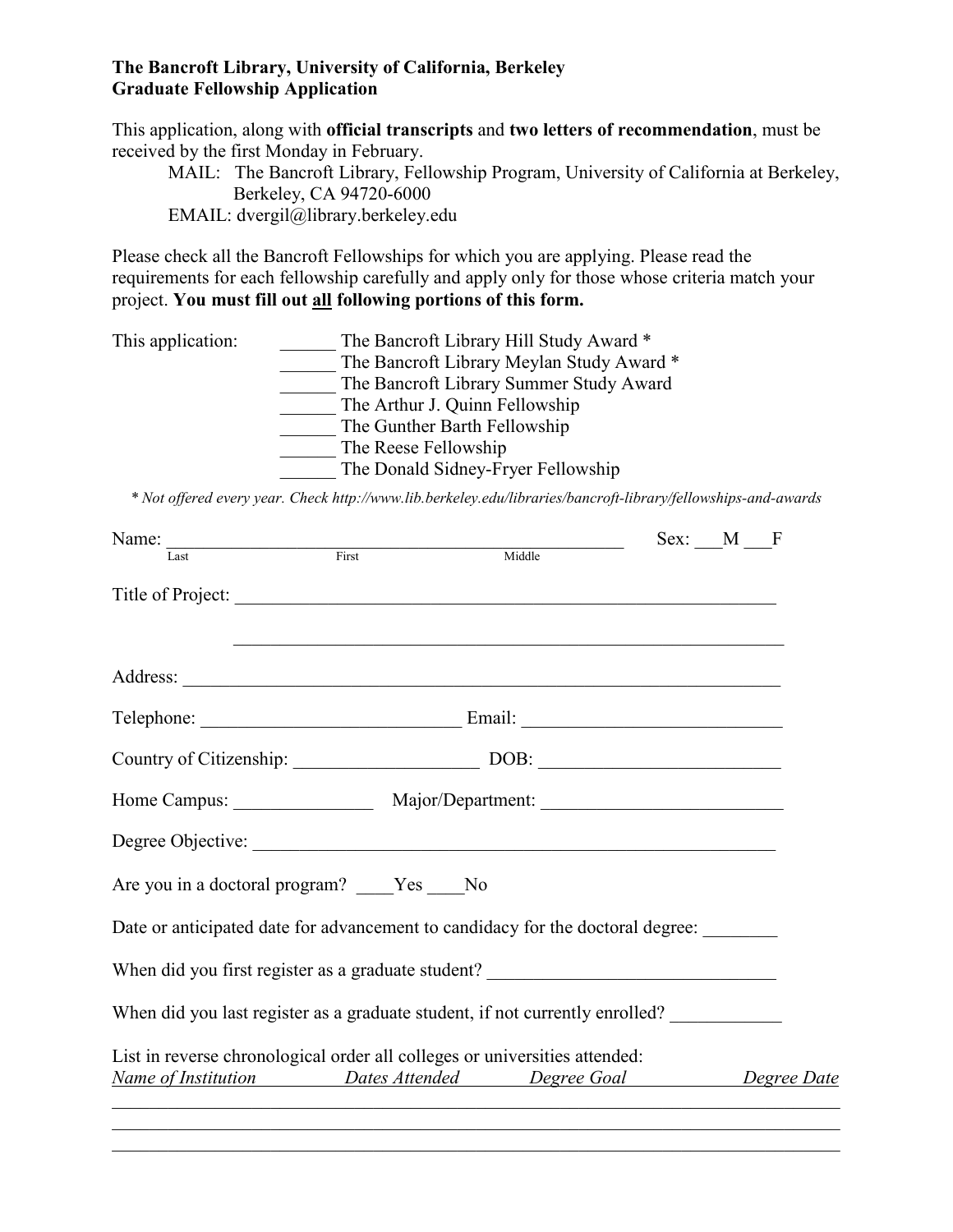**The Bancroft Library, University of California, Berkeley**
**Graduate Fellowship Application**

This application, along with **official transcripts** and **two letters of recommendation**, must be received by the first Monday in February.

MAIL: The Bancroft Library, Fellowship Program, University of California at Berkeley, Berkeley, CA 94720-6000
EMAIL: dvergil@library.berkeley.edu

Please check all the Bancroft Fellowships for which you are applying. Please read the requirements for each fellowship carefully and apply only for those whose criteria match your project. **You must fill out all following portions of this form.**

This application:

______ The Bancroft Library Hill Study Award *
______ The Bancroft Library Meylan Study Award *
______ The Bancroft Library Summer Study Award
______ The Arthur J. Quinn Fellowship
______ The Gunther Barth Fellowship
______ The Reese Fellowship
______ The Donald Sidney-Fryer Fellowship

*\* Not offered every year. Check http://www.lib.berkeley.edu/libraries/bancroft-library/fellowships-and-awards*

Name: ____________________________________________ Sex: ___M ___F
Last First Middle

Title of Project: ____________________________________________

____________________________________________

Address: ____________________________________________

Telephone: ______________________ Email: ______________________

Country of Citizenship: ________________ DOB: ____________________

Home Campus: ____________ Major/Department: ____________________

Degree Objective: ____________________________________________

Are you in a doctoral program? ____Yes ____No

Date or anticipated date for advancement to candidacy for the doctoral degree: ________

When did you first register as a graduate student? ________________________

When did you last register as a graduate student, if not currently enrolled? ___________

List in reverse chronological order all colleges or universities attended:

| *Name of Institution* | *Dates Attended* | *Degree Goal* | *Degree Date* |
|---|---|---|---|
| | | | |
| | | | |
| | | | |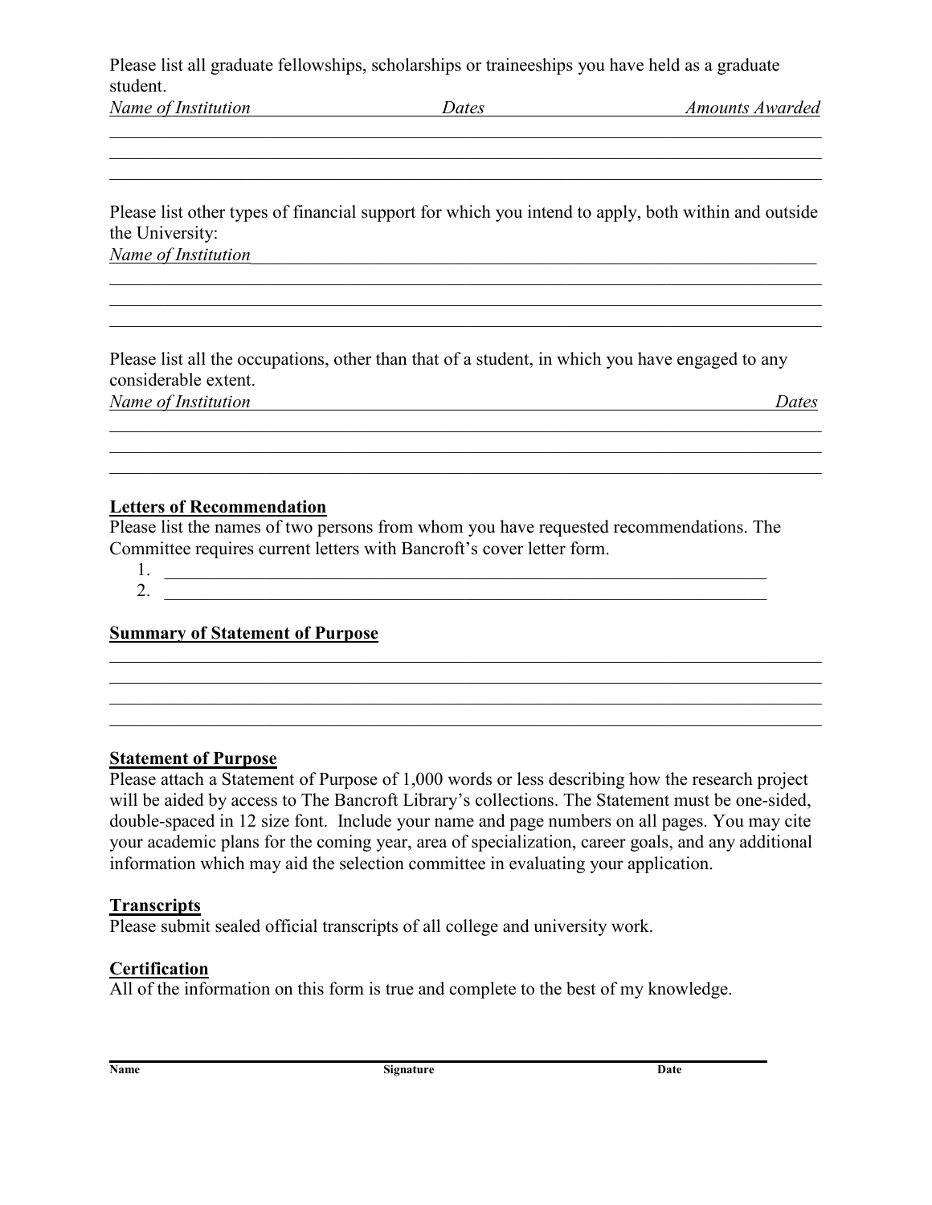Please list all graduate fellowships, scholarships or traineeships you have held as a graduate student.

*Name of Institution* *Dates* *Amounts Awarded*

Please list other types of financial support for which you intend to apply, both within and outside the University:

*Name of Institution*

Please list all the occupations, other than that of a student, in which you have engaged to any considerable extent.

*Name of Institution* *Dates*

**Letters of Recommendation**

Please list the names of two persons from whom you have requested recommendations. The Committee requires current letters with Bancroft's cover letter form.

1. 
2. 

**Summary of Statement of Purpose**

**Statement of Purpose**

Please attach a Statement of Purpose of 1,000 words or less describing how the research project will be aided by access to The Bancroft Library's collections. The Statement must be one-sided, double-spaced in 12 size font. Include your name and page numbers on all pages. You may cite your academic plans for the coming year, area of specialization, career goals, and any additional information which may aid the selection committee in evaluating your application.

**Transcripts**

Please submit sealed official transcripts of all college and university work.

**Certification**

All of the information on this form is true and complete to the best of my knowledge.

**Name** **Signature** **Date**